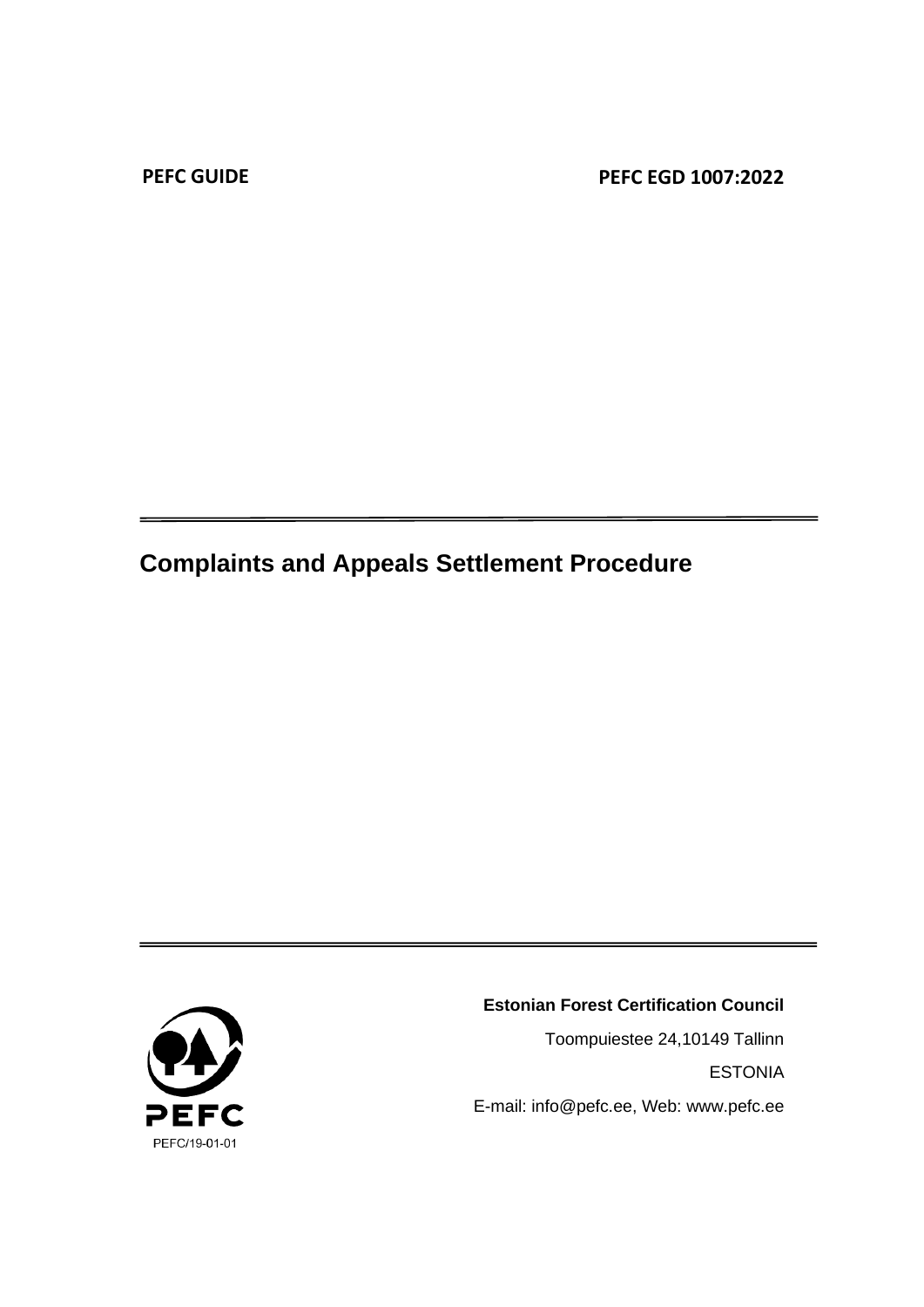**PEFC GUIDE** **PEFC EGD 1007:2022**

---

# Complaints and Appeals Settlement Procedure

---

PEFC

PEFC/19-01-01

**Estonian Forest Certification Council**

Toompuiestee 24,10149 Tallinn

ESTONIA

E-mail: info@pefc.ee, Web: www.pefc.ee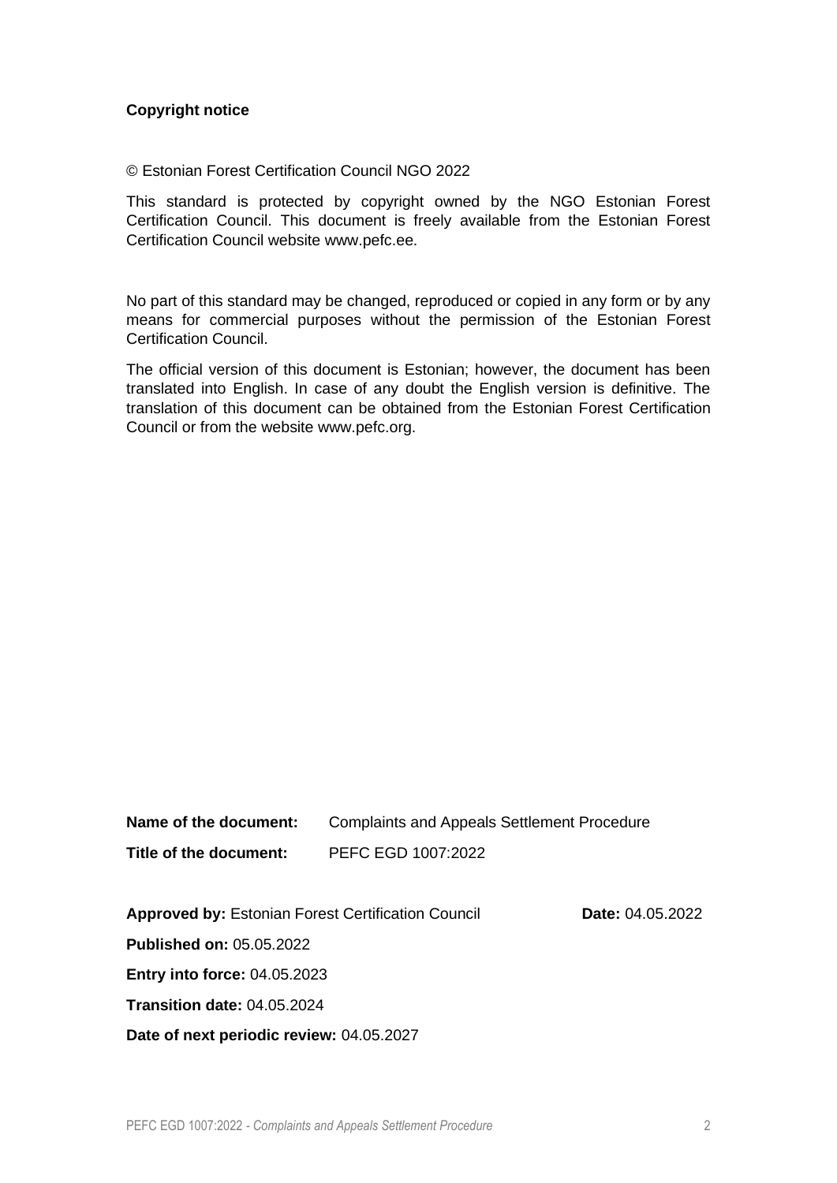**Copyright notice**

© Estonian Forest Certification Council NGO 2022

This standard is protected by copyright owned by the NGO Estonian Forest Certification Council. This document is freely available from the Estonian Forest Certification Council website www.pefc.ee.

No part of this standard may be changed, reproduced or copied in any form or by any means for commercial purposes without the permission of the Estonian Forest Certification Council.

The official version of this document is Estonian; however, the document has been translated into English. In case of any doubt the English version is definitive. The translation of this document can be obtained from the Estonian Forest Certification Council or from the website www.pefc.org.

**Name of the document:** Complaints and Appeals Settlement Procedure

**Title of the document:** PEFC EGD 1007:2022

**Approved by:** Estonian Forest Certification Council **Date:** 04.05.2022

**Published on:** 05.05.2022

**Entry into force:** 04.05.2023

**Transition date:** 04.05.2024

**Date of next periodic review:** 04.05.2027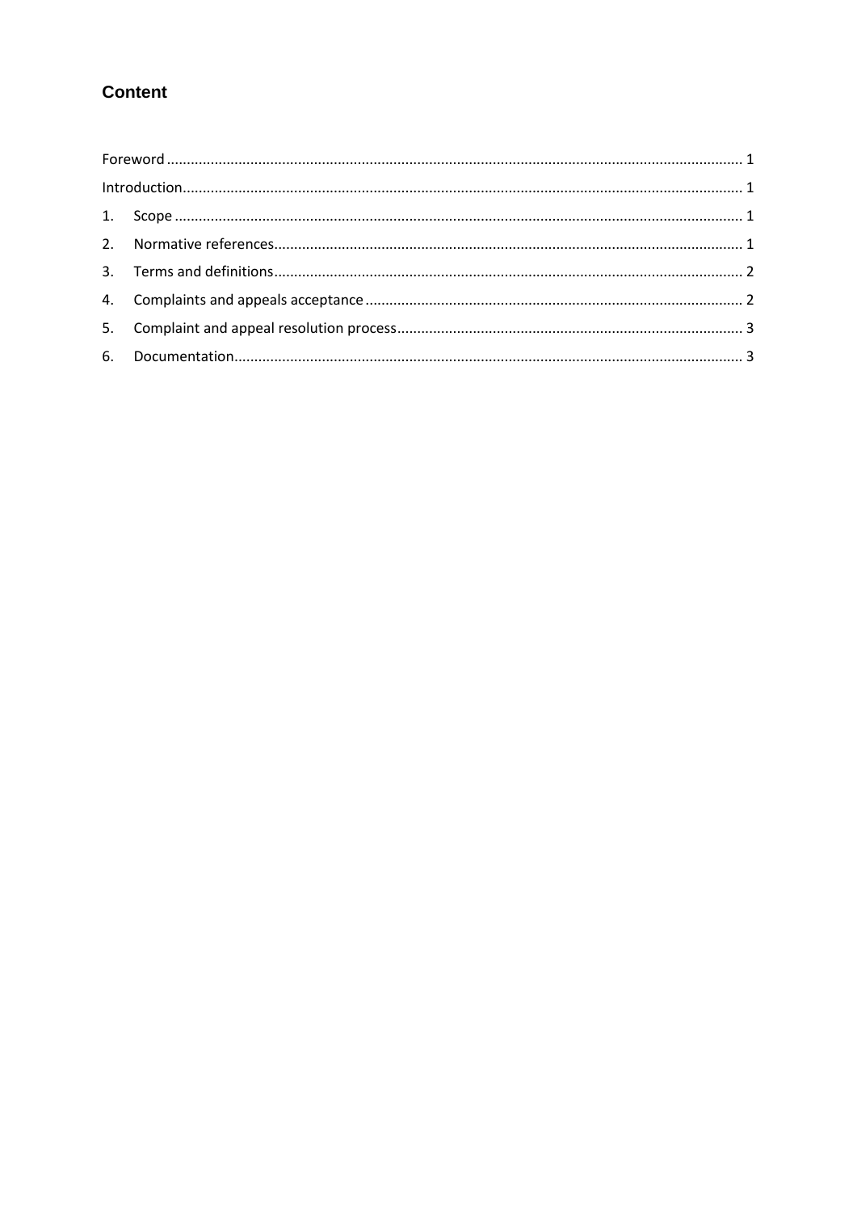## Content

Foreword ..... 1

Introduction ..... 1

1. Scope ..... 1
2. Normative references ..... 1
3. Terms and definitions ..... 2
4. Complaints and appeals acceptance ..... 2
5. Complaint and appeal resolution process ..... 3
6. Documentation ..... 3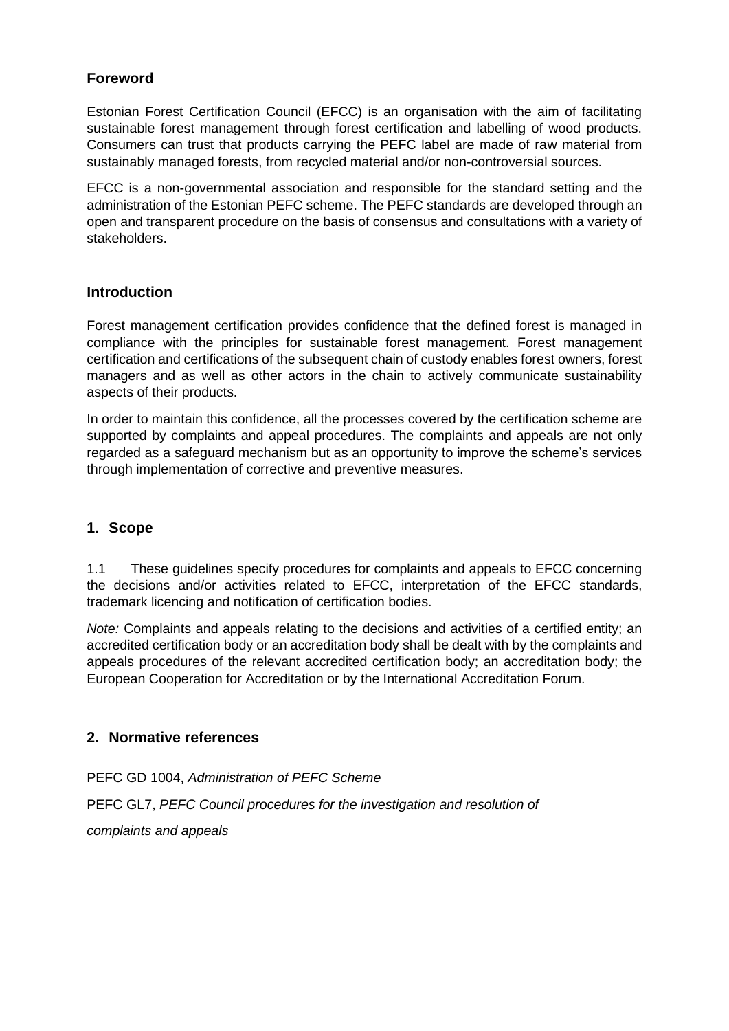## Foreword

Estonian Forest Certification Council (EFCC) is an organisation with the aim of facilitating sustainable forest management through forest certification and labelling of wood products. Consumers can trust that products carrying the PEFC label are made of raw material from sustainably managed forests, from recycled material and/or non-controversial sources.

EFCC is a non-governmental association and responsible for the standard setting and the administration of the Estonian PEFC scheme. The PEFC standards are developed through an open and transparent procedure on the basis of consensus and consultations with a variety of stakeholders.

## Introduction

Forest management certification provides confidence that the defined forest is managed in compliance with the principles for sustainable forest management. Forest management certification and certifications of the subsequent chain of custody enables forest owners, forest managers and as well as other actors in the chain to actively communicate sustainability aspects of their products.

In order to maintain this confidence, all the processes covered by the certification scheme are supported by complaints and appeal procedures. The complaints and appeals are not only regarded as a safeguard mechanism but as an opportunity to improve the scheme's services through implementation of corrective and preventive measures.

## 1. Scope

1.1 These guidelines specify procedures for complaints and appeals to EFCC concerning the decisions and/or activities related to EFCC, interpretation of the EFCC standards, trademark licencing and notification of certification bodies.

*Note:* Complaints and appeals relating to the decisions and activities of a certified entity; an accredited certification body or an accreditation body shall be dealt with by the complaints and appeals procedures of the relevant accredited certification body; an accreditation body; the European Cooperation for Accreditation or by the International Accreditation Forum.

## 2. Normative references

PEFC GD 1004, *Administration of PEFC Scheme*

PEFC GL7, *PEFC Council procedures for the investigation and resolution of complaints and appeals*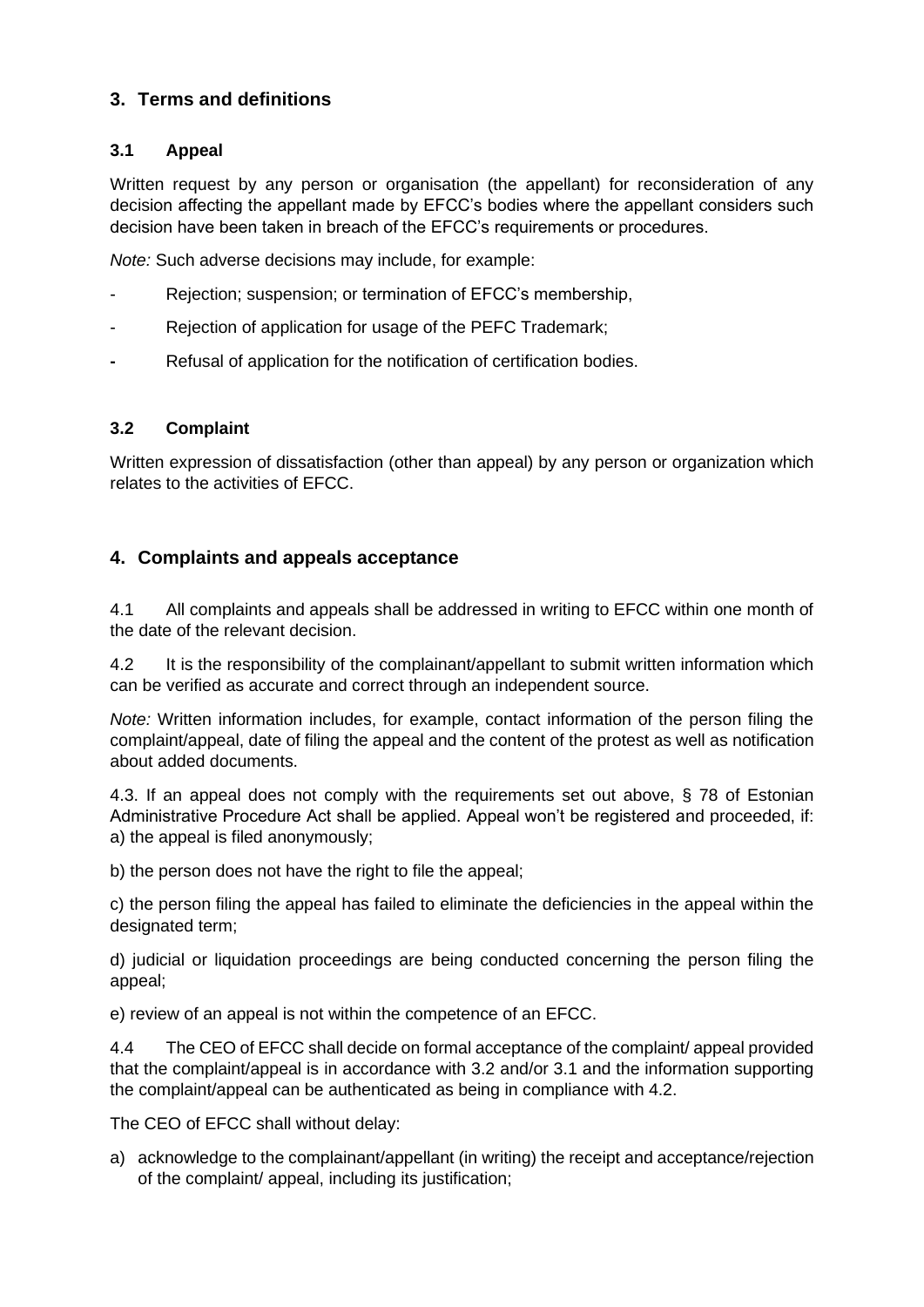## 3. Terms and definitions

### 3.1 Appeal

Written request by any person or organisation (the appellant) for reconsideration of any decision affecting the appellant made by EFCC's bodies where the appellant considers such decision have been taken in breach of the EFCC's requirements or procedures.

*Note:* Such adverse decisions may include, for example:

- Rejection; suspension; or termination of EFCC's membership,
- Rejection of application for usage of the PEFC Trademark;
- Refusal of application for the notification of certification bodies.

### 3.2 Complaint

Written expression of dissatisfaction (other than appeal) by any person or organization which relates to the activities of EFCC.

## 4. Complaints and appeals acceptance

4.1 All complaints and appeals shall be addressed in writing to EFCC within one month of the date of the relevant decision.

4.2 It is the responsibility of the complainant/appellant to submit written information which can be verified as accurate and correct through an independent source.

*Note:* Written information includes, for example, contact information of the person filing the complaint/appeal, date of filing the appeal and the content of the protest as well as notification about added documents.

4.3. If an appeal does not comply with the requirements set out above, § 78 of Estonian Administrative Procedure Act shall be applied. Appeal won't be registered and proceeded, if:
a) the appeal is filed anonymously;

b) the person does not have the right to file the appeal;

c) the person filing the appeal has failed to eliminate the deficiencies in the appeal within the designated term;

d) judicial or liquidation proceedings are being conducted concerning the person filing the appeal;

e) review of an appeal is not within the competence of an EFCC.

4.4 The CEO of EFCC shall decide on formal acceptance of the complaint/ appeal provided that the complaint/appeal is in accordance with 3.2 and/or 3.1 and the information supporting the complaint/appeal can be authenticated as being in compliance with 4.2.

The CEO of EFCC shall without delay:

a) acknowledge to the complainant/appellant (in writing) the receipt and acceptance/rejection of the complaint/ appeal, including its justification;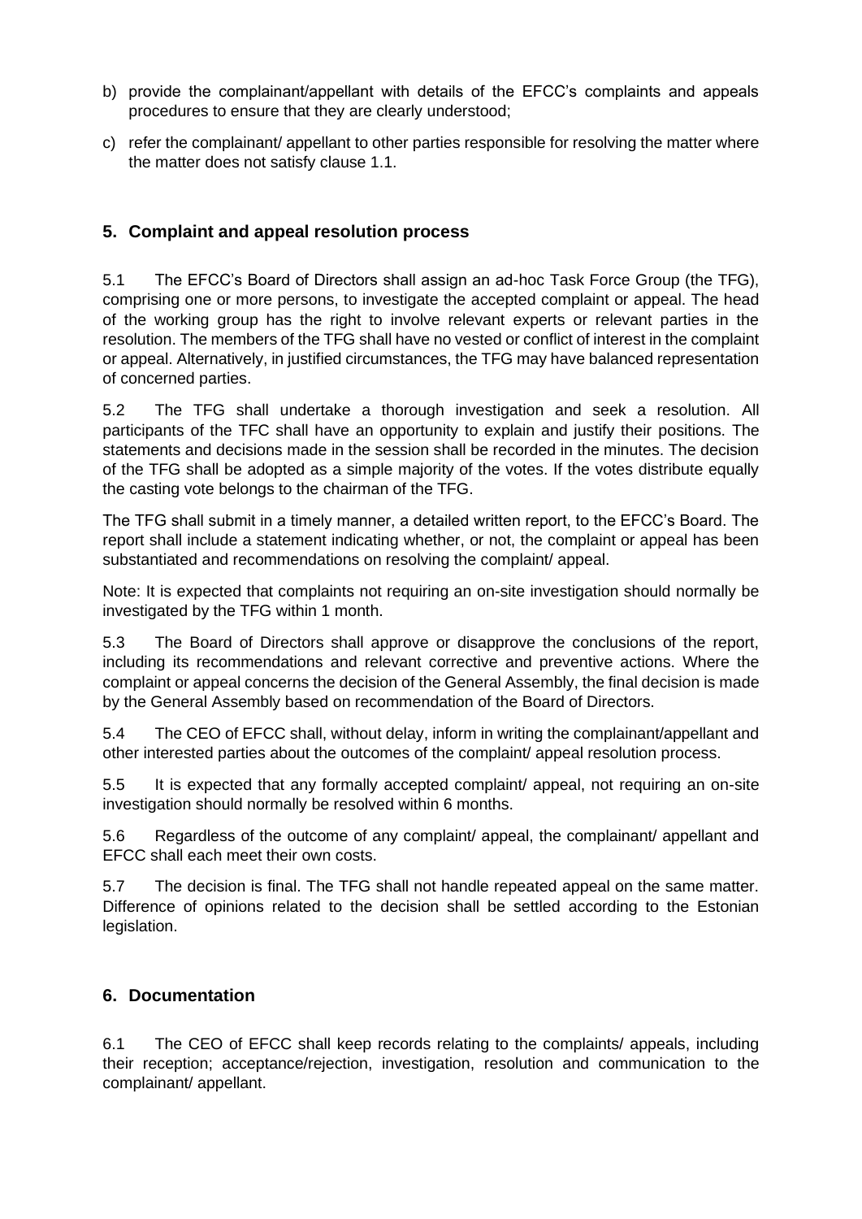b) provide the complainant/appellant with details of the EFCC's complaints and appeals procedures to ensure that they are clearly understood;

c) refer the complainant/ appellant to other parties responsible for resolving the matter where the matter does not satisfy clause 1.1.

## 5. Complaint and appeal resolution process

5.1 The EFCC's Board of Directors shall assign an ad-hoc Task Force Group (the TFG), comprising one or more persons, to investigate the accepted complaint or appeal. The head of the working group has the right to involve relevant experts or relevant parties in the resolution. The members of the TFG shall have no vested or conflict of interest in the complaint or appeal. Alternatively, in justified circumstances, the TFG may have balanced representation of concerned parties.

5.2 The TFG shall undertake a thorough investigation and seek a resolution. All participants of the TFC shall have an opportunity to explain and justify their positions. The statements and decisions made in the session shall be recorded in the minutes. The decision of the TFG shall be adopted as a simple majority of the votes. If the votes distribute equally the casting vote belongs to the chairman of the TFG.

The TFG shall submit in a timely manner, a detailed written report, to the EFCC's Board. The report shall include a statement indicating whether, or not, the complaint or appeal has been substantiated and recommendations on resolving the complaint/ appeal.

Note: It is expected that complaints not requiring an on-site investigation should normally be investigated by the TFG within 1 month.

5.3 The Board of Directors shall approve or disapprove the conclusions of the report, including its recommendations and relevant corrective and preventive actions. Where the complaint or appeal concerns the decision of the General Assembly, the final decision is made by the General Assembly based on recommendation of the Board of Directors.

5.4 The CEO of EFCC shall, without delay, inform in writing the complainant/appellant and other interested parties about the outcomes of the complaint/ appeal resolution process.

5.5 It is expected that any formally accepted complaint/ appeal, not requiring an on-site investigation should normally be resolved within 6 months.

5.6 Regardless of the outcome of any complaint/ appeal, the complainant/ appellant and EFCC shall each meet their own costs.

5.7 The decision is final. The TFG shall not handle repeated appeal on the same matter. Difference of opinions related to the decision shall be settled according to the Estonian legislation.

## 6. Documentation

6.1 The CEO of EFCC shall keep records relating to the complaints/ appeals, including their reception; acceptance/rejection, investigation, resolution and communication to the complainant/ appellant.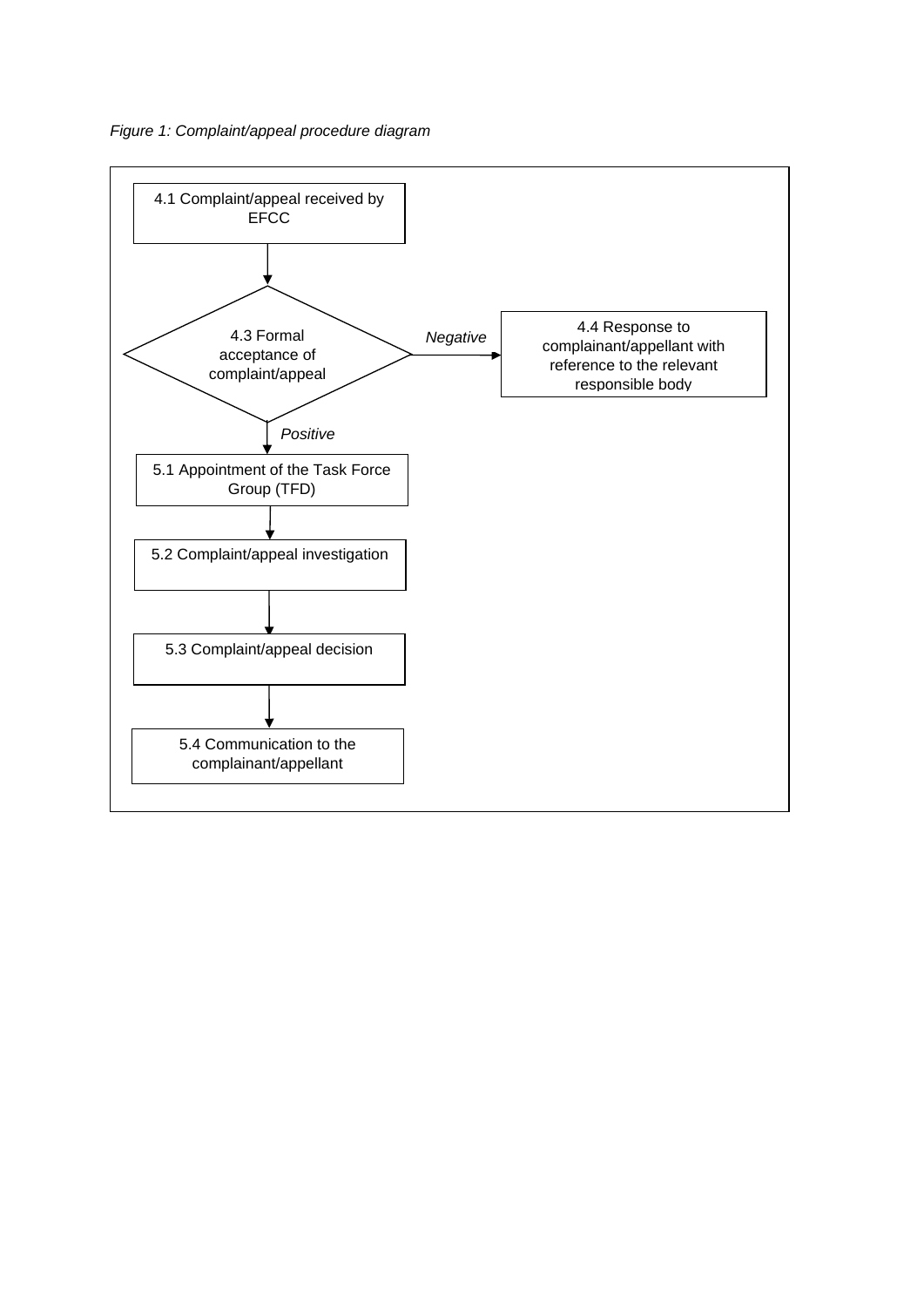*Figure 1: Complaint/appeal procedure diagram*

4.1 Complaint/appeal received by EFCC

4.3 Formal acceptance of complaint/appeal

*Negative*

4.4 Response to complainant/appellant with reference to the relevant responsible body

*Positive*

5.1 Appointment of the Task Force Group (TFD)

5.2 Complaint/appeal investigation

5.3 Complaint/appeal decision

5.4 Communication to the complainant/appellant